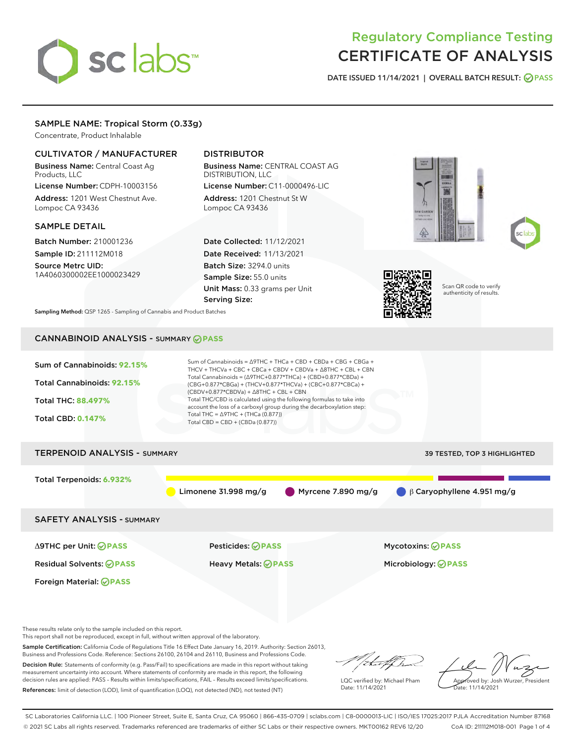# Regulatory Compliance Testing
# CERTIFICATE OF ANALYSIS

DATE ISSUED 11/14/2021 | OVERALL BATCH RESULT: PASS

## SAMPLE NAME: Tropical Storm (0.33g)

Concentrate, Product Inhalable

### CULTIVATOR / MANUFACTURER

**Business Name:** Central Coast Ag Products, LLC

**License Number:** CDPH-10003156

**Address:** 1201 West Chestnut Ave. Lompoc CA 93436

### DISTRIBUTOR

**Business Name:** CENTRAL COAST AG DISTRIBUTION, LLC

**License Number:** C11-0000496-LIC

**Address:** 1201 Chestnut St W Lompoc CA 93436

### SAMPLE DETAIL

**Batch Number:** 210001236

**Sample ID:** 211112M018

**Source Metrc UID:** 1A4060300002EE1000023429

**Date Collected:** 11/12/2021

**Date Received:** 11/13/2021

**Batch Size:** 3294.0 units

**Sample Size:** 55.0 units

**Unit Mass:** 0.33 grams per Unit

**Serving Size:**

**Sampling Method:** QSP 1265 - Sampling of Cannabis and Product Batches

Scan QR code to verify authenticity of results.

## CANNABINOID ANALYSIS - SUMMARY PASS

**Sum of Cannabinoids: 92.15%**

**Total Cannabinoids: 92.15%**

**Total THC: 88.497%**

**Total CBD: 0.147%**

Sum of Cannabinoids = Δ9THC + THCa + CBD + CBDa + CBG + CBGa + THCV + THCVa + CBC + CBCa + CBDV + CBDVa + Δ8THC + CBL + CBN

Total Cannabinoids = (Δ9THC+0.877*THCa) + (CBD+0.877*CBDa) + (CBG+0.877*CBGa) + (THCV+0.877*THCVa) + (CBC+0.877*CBCa) + (CBDV+0.877*CBDVa) + Δ8THC + CBL + CBN

Total THC/CBD is calculated using the following formulas to take into account the loss of a carboxyl group during the decarboxylation step:

Total THC = Δ9THC + (THCa (0.877))

Total CBD = CBD + (CBDa (0.877))

## TERPENOID ANALYSIS - SUMMARY

39 TESTED, TOP 3 HIGHLIGHTED

**Total Terpenoids: 6.932%**

Limonene 31.998 mg/g | Myrcene 7.890 mg/g | β Caryophyllene 4.951 mg/g

## SAFETY ANALYSIS - SUMMARY

| | | |
|---|---|---|
| Δ9THC per Unit: PASS | Pesticides: PASS | Mycotoxins: PASS |
| Residual Solvents: PASS | Heavy Metals: PASS | Microbiology: PASS |
| Foreign Material: PASS | | |

These results relate only to the sample included on this report.
This report shall not be reproduced, except in full, without written approval of the laboratory.

**Sample Certification:** California Code of Regulations Title 16 Effect Date January 16, 2019. Authority: Section 26013, Business and Professions Code. Reference: Sections 26100, 26104 and 26110, Business and Professions Code.

**Decision Rule:** Statements of conformity (e.g. Pass/Fail) to specifications are made in this report without taking measurement uncertainty into account. Where statements of conformity are made in this report, the following decision rules are applied: PASS – Results within limits/specifications, FAIL – Results exceed limits/specifications.

**References:** limit of detection (LOD), limit of quantification (LOQ), not detected (ND), not tested (NT)

LQC verified by: Michael Pham
Date: 11/14/2021

Approved by: Josh Wurzer, President
Date: 11/14/2021

SC Laboratories California LLC. | 100 Pioneer Street, Suite E, Santa Cruz, CA 95060 | 866-435-0709 | sclabs.com | C8-0000013-LIC | ISO/IES 17025:2017 PJLA Accreditation Number 87168
© 2021 SC Labs all rights reserved. Trademarks referenced are trademarks of either SC Labs or their respective owners. MKT00162 REV6 12/20 CoA ID: 211112M018-001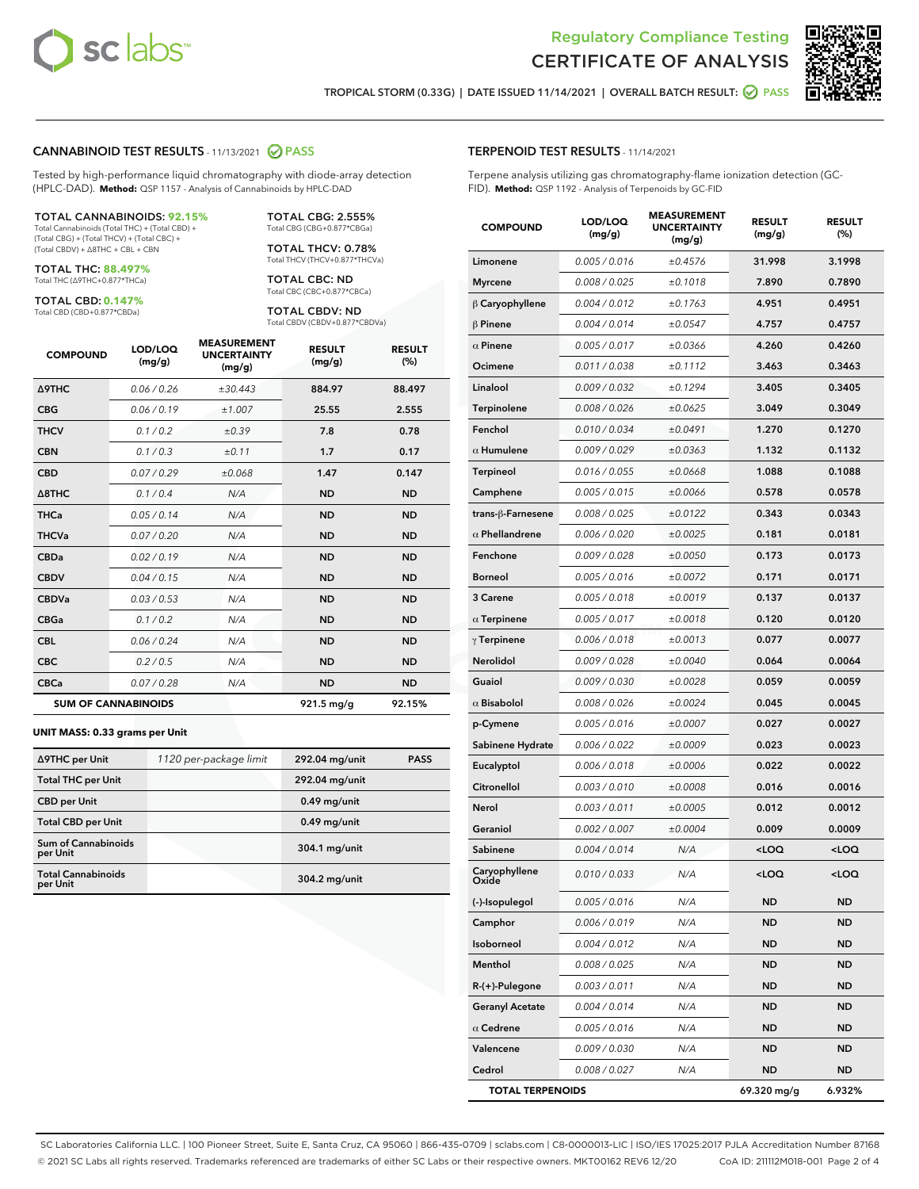# Regulatory Compliance Testing
# CERTIFICATE OF ANALYSIS

TROPICAL STORM (0.33G) | DATE ISSUED 11/14/2021 | OVERALL BATCH RESULT: PASS

## CANNABINOID TEST RESULTS - 11/13/2021 PASS

Tested by high-performance liquid chromatography with diode-array detection (HPLC-DAD). **Method:** QSP 1157 - Analysis of Cannabinoids by HPLC-DAD

**TOTAL CANNABINOIDS: 92.15%**
Total Cannabinoids (Total THC) + (Total CBD) + (Total CBG) + (Total THCV) + (Total CBC) + (Total CBDV) + Δ8THC + CBL + CBN

**TOTAL THC: 88.497%**
Total THC (Δ9THC+0.877*THCa)

**TOTAL CBD: 0.147%**
Total CBD (CBD+0.877*CBDa)

**TOTAL CBG: 2.555%**
Total CBG (CBG+0.877*CBGa)

**TOTAL THCV: 0.78%**
Total THCV (THCV+0.877*THCVa)

**TOTAL CBC: ND**
Total CBC (CBC+0.877*CBCa)

**TOTAL CBDV: ND**
Total CBDV (CBDV+0.877*CBDVa)

| COMPOUND | LOD/LOQ (mg/g) | MEASUREMENT UNCERTAINTY (mg/g) | RESULT (mg/g) | RESULT (%) |
|---|---|---|---|---|
| Δ9THC | 0.06 / 0.26 | ±30.443 | 884.97 | 88.497 |
| CBG | 0.06 / 0.19 | ±1.007 | 25.55 | 2.555 |
| THCV | 0.1 / 0.2 | ±0.39 | 7.8 | 0.78 |
| CBN | 0.1 / 0.3 | ±0.11 | 1.7 | 0.17 |
| CBD | 0.07 / 0.29 | ±0.068 | 1.47 | 0.147 |
| Δ8THC | 0.1 / 0.4 | N/A | ND | ND |
| THCa | 0.05 / 0.14 | N/A | ND | ND |
| THCVa | 0.07 / 0.20 | N/A | ND | ND |
| CBDa | 0.02 / 0.19 | N/A | ND | ND |
| CBDV | 0.04 / 0.15 | N/A | ND | ND |
| CBDVa | 0.03 / 0.53 | N/A | ND | ND |
| CBGa | 0.1 / 0.2 | N/A | ND | ND |
| CBL | 0.06 / 0.24 | N/A | ND | ND |
| CBC | 0.2 / 0.5 | N/A | ND | ND |
| CBCa | 0.07 / 0.28 | N/A | ND | ND |
| **SUM OF CANNABINOIDS** | | | 921.5 mg/g | 92.15% |

**UNIT MASS: 0.33 grams per Unit**

| | | | |
|---|---|---|---|
| Δ9THC per Unit | 1120 per-package limit | 292.04 mg/unit | PASS |
| Total THC per Unit | | 292.04 mg/unit | |
| CBD per Unit | | 0.49 mg/unit | |
| Total CBD per Unit | | 0.49 mg/unit | |
| Sum of Cannabinoids per Unit | | 304.1 mg/unit | |
| Total Cannabinoids per Unit | | 304.2 mg/unit | |

## TERPENOID TEST RESULTS - 11/14/2021

Terpene analysis utilizing gas chromatography-flame ionization detection (GC-FID). **Method:** QSP 1192 - Analysis of Terpenoids by GC-FID

| COMPOUND | LOD/LOQ (mg/g) | MEASUREMENT UNCERTAINTY (mg/g) | RESULT (mg/g) | RESULT (%) |
|---|---|---|---|---|
| Limonene | 0.005 / 0.016 | ±0.4576 | 31.998 | 3.1998 |
| Myrcene | 0.008 / 0.025 | ±0.1018 | 7.890 | 0.7890 |
| β Caryophyllene | 0.004 / 0.012 | ±0.1763 | 4.951 | 0.4951 |
| β Pinene | 0.004 / 0.014 | ±0.0547 | 4.757 | 0.4757 |
| α Pinene | 0.005 / 0.017 | ±0.0366 | 4.260 | 0.4260 |
| Ocimene | 0.011 / 0.038 | ±0.1112 | 3.463 | 0.3463 |
| Linalool | 0.009 / 0.032 | ±0.1294 | 3.405 | 0.3405 |
| Terpinolene | 0.008 / 0.026 | ±0.0625 | 3.049 | 0.3049 |
| Fenchol | 0.010 / 0.034 | ±0.0491 | 1.270 | 0.1270 |
| α Humulene | 0.009 / 0.029 | ±0.0363 | 1.132 | 0.1132 |
| Terpineol | 0.016 / 0.055 | ±0.0668 | 1.088 | 0.1088 |
| Camphene | 0.005 / 0.015 | ±0.0066 | 0.578 | 0.0578 |
| trans-β-Farnesene | 0.008 / 0.025 | ±0.0122 | 0.343 | 0.0343 |
| α Phellandrene | 0.006 / 0.020 | ±0.0025 | 0.181 | 0.0181 |
| Fenchone | 0.009 / 0.028 | ±0.0050 | 0.173 | 0.0173 |
| Borneol | 0.005 / 0.016 | ±0.0072 | 0.171 | 0.0171 |
| 3 Carene | 0.005 / 0.018 | ±0.0019 | 0.137 | 0.0137 |
| α Terpinene | 0.005 / 0.017 | ±0.0018 | 0.120 | 0.0120 |
| γ Terpinene | 0.006 / 0.018 | ±0.0013 | 0.077 | 0.0077 |
| Nerolidol | 0.009 / 0.028 | ±0.0040 | 0.064 | 0.0064 |
| Guaiol | 0.009 / 0.030 | ±0.0028 | 0.059 | 0.0059 |
| α Bisabolol | 0.008 / 0.026 | ±0.0024 | 0.045 | 0.0045 |
| p-Cymene | 0.005 / 0.016 | ±0.0007 | 0.027 | 0.0027 |
| Sabinene Hydrate | 0.006 / 0.022 | ±0.0009 | 0.023 | 0.0023 |
| Eucalyptol | 0.006 / 0.018 | ±0.0006 | 0.022 | 0.0022 |
| Citronellol | 0.003 / 0.010 | ±0.0008 | 0.016 | 0.0016 |
| Nerol | 0.003 / 0.011 | ±0.0005 | 0.012 | 0.0012 |
| Geraniol | 0.002 / 0.007 | ±0.0004 | 0.009 | 0.0009 |
| Sabinene | 0.004 / 0.014 | N/A | <LOQ | <LOQ |
| Caryophyllene Oxide | 0.010 / 0.033 | N/A | <LOQ | <LOQ |
| (-)-Isopulegol | 0.005 / 0.016 | N/A | ND | ND |
| Camphor | 0.006 / 0.019 | N/A | ND | ND |
| Isoborneol | 0.004 / 0.012 | N/A | ND | ND |
| Menthol | 0.008 / 0.025 | N/A | ND | ND |
| R-(+)-Pulegone | 0.003 / 0.011 | N/A | ND | ND |
| Geranyl Acetate | 0.004 / 0.014 | N/A | ND | ND |
| α Cedrene | 0.005 / 0.016 | N/A | ND | ND |
| Valencene | 0.009 / 0.030 | N/A | ND | ND |
| Cedrol | 0.008 / 0.027 | N/A | ND | ND |
| **TOTAL TERPENOIDS** | | | 69.320 mg/g | 6.932% |

SC Laboratories California LLC. | 100 Pioneer Street, Suite E, Santa Cruz, CA 95060 | 866-435-0709 | sclabs.com | C8-0000013-LIC | ISO/IES 17025:2017 PJLA Accreditation Number 87168
© 2021 SC Labs all rights reserved. Trademarks referenced are trademarks of either SC Labs or their respective owners. MKT00162 REV6 12/20 CoA ID: 211112M018-001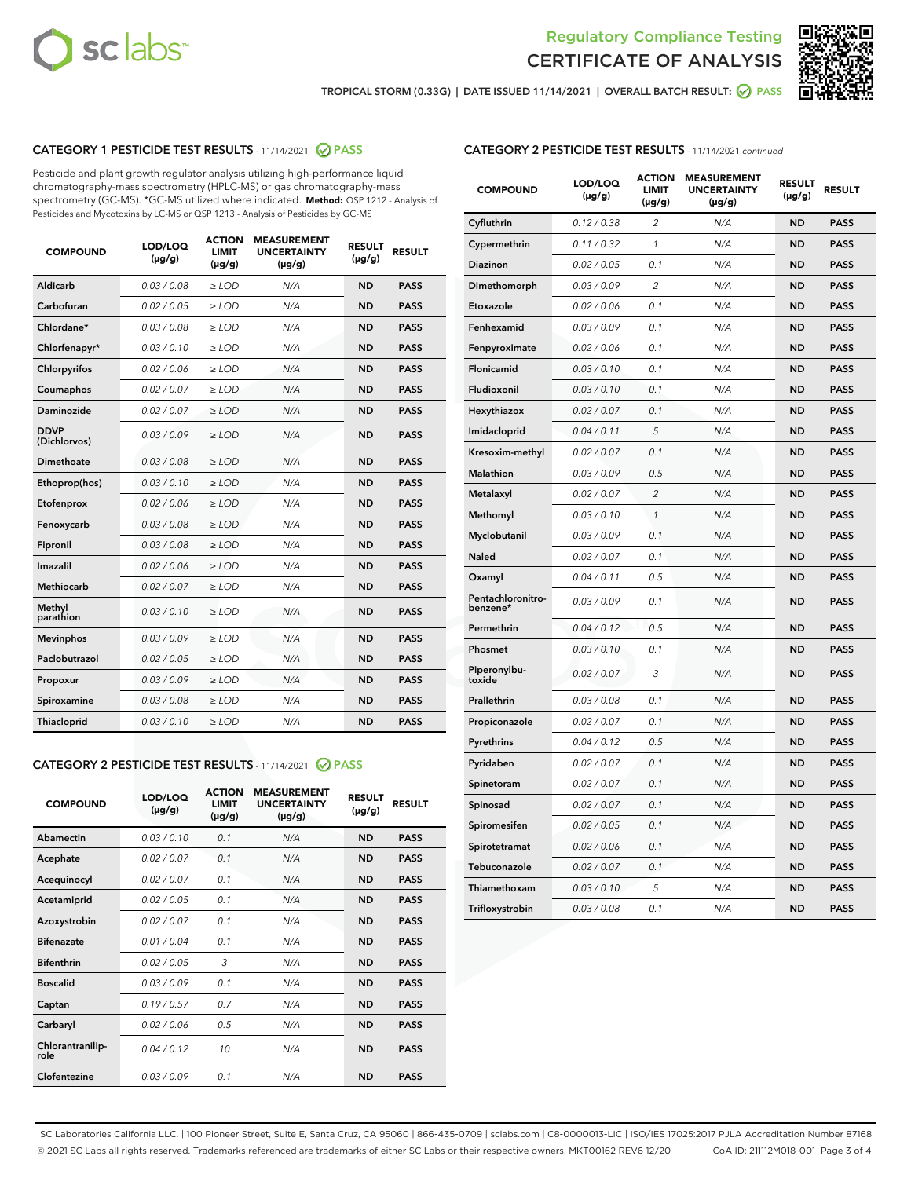Regulatory Compliance Testing

# CERTIFICATE OF ANALYSIS

TROPICAL STORM (0.33G) | DATE ISSUED 11/14/2021 | OVERALL BATCH RESULT: PASS

## CATEGORY 1 PESTICIDE TEST RESULTS - 11/14/2021 PASS

Pesticide and plant growth regulator analysis utilizing high-performance liquid chromatography-mass spectrometry (HPLC-MS) or gas chromatography-mass spectrometry (GC-MS). *GC-MS utilized where indicated. **Method:** QSP 1212 - Analysis of Pesticides and Mycotoxins by LC-MS or QSP 1213 - Analysis of Pesticides by GC-MS

| COMPOUND | LOD/LOQ (µg/g) | ACTION LIMIT (µg/g) | MEASUREMENT UNCERTAINTY (µg/g) | RESULT (µg/g) | RESULT |
|---|---|---|---|---|---|
| Aldicarb | 0.03 / 0.08 | ≥ LOD | N/A | ND | PASS |
| Carbofuran | 0.02 / 0.05 | ≥ LOD | N/A | ND | PASS |
| Chlordane* | 0.03 / 0.08 | ≥ LOD | N/A | ND | PASS |
| Chlorfenapyr* | 0.03 / 0.10 | ≥ LOD | N/A | ND | PASS |
| Chlorpyrifos | 0.02 / 0.06 | ≥ LOD | N/A | ND | PASS |
| Coumaphos | 0.02 / 0.07 | ≥ LOD | N/A | ND | PASS |
| Daminozide | 0.02 / 0.07 | ≥ LOD | N/A | ND | PASS |
| DDVP (Dichlorvos) | 0.03 / 0.09 | ≥ LOD | N/A | ND | PASS |
| Dimethoate | 0.03 / 0.08 | ≥ LOD | N/A | ND | PASS |
| Ethoprop(hos) | 0.03 / 0.10 | ≥ LOD | N/A | ND | PASS |
| Etofenprox | 0.02 / 0.06 | ≥ LOD | N/A | ND | PASS |
| Fenoxycarb | 0.03 / 0.08 | ≥ LOD | N/A | ND | PASS |
| Fipronil | 0.03 / 0.08 | ≥ LOD | N/A | ND | PASS |
| Imazalil | 0.02 / 0.06 | ≥ LOD | N/A | ND | PASS |
| Methiocarb | 0.02 / 0.07 | ≥ LOD | N/A | ND | PASS |
| Methyl parathion | 0.03 / 0.10 | ≥ LOD | N/A | ND | PASS |
| Mevinphos | 0.03 / 0.09 | ≥ LOD | N/A | ND | PASS |
| Paclobutrazol | 0.02 / 0.05 | ≥ LOD | N/A | ND | PASS |
| Propoxur | 0.03 / 0.09 | ≥ LOD | N/A | ND | PASS |
| Spiroxamine | 0.03 / 0.08 | ≥ LOD | N/A | ND | PASS |
| Thiacloprid | 0.03 / 0.10 | ≥ LOD | N/A | ND | PASS |

## CATEGORY 2 PESTICIDE TEST RESULTS - 11/14/2021 PASS

| COMPOUND | LOD/LOQ (µg/g) | ACTION LIMIT (µg/g) | MEASUREMENT UNCERTAINTY (µg/g) | RESULT (µg/g) | RESULT |
|---|---|---|---|---|---|
| Abamectin | 0.03 / 0.10 | 0.1 | N/A | ND | PASS |
| Acephate | 0.02 / 0.07 | 0.1 | N/A | ND | PASS |
| Acequinocyl | 0.02 / 0.07 | 0.1 | N/A | ND | PASS |
| Acetamiprid | 0.02 / 0.05 | 0.1 | N/A | ND | PASS |
| Azoxystrobin | 0.02 / 0.07 | 0.1 | N/A | ND | PASS |
| Bifenazate | 0.01 / 0.04 | 0.1 | N/A | ND | PASS |
| Bifenthrin | 0.02 / 0.05 | 3 | N/A | ND | PASS |
| Boscalid | 0.03 / 0.09 | 0.1 | N/A | ND | PASS |
| Captan | 0.19 / 0.57 | 0.7 | N/A | ND | PASS |
| Carbaryl | 0.02 / 0.06 | 0.5 | N/A | ND | PASS |
| Chlorantraniliprole | 0.04 / 0.12 | 10 | N/A | ND | PASS |
| Clofentezine | 0.03 / 0.09 | 0.1 | N/A | ND | PASS |
| Cyfluthrin | 0.12 / 0.38 | 2 | N/A | ND | PASS |
| Cypermethrin | 0.11 / 0.32 | 1 | N/A | ND | PASS |
| Diazinon | 0.02 / 0.05 | 0.1 | N/A | ND | PASS |
| Dimethomorph | 0.03 / 0.09 | 2 | N/A | ND | PASS |
| Etoxazole | 0.02 / 0.06 | 0.1 | N/A | ND | PASS |
| Fenhexamid | 0.03 / 0.09 | 0.1 | N/A | ND | PASS |
| Fenpyroximate | 0.02 / 0.06 | 0.1 | N/A | ND | PASS |
| Flonicamid | 0.03 / 0.10 | 0.1 | N/A | ND | PASS |
| Fludioxonil | 0.03 / 0.10 | 0.1 | N/A | ND | PASS |
| Hexythiazox | 0.02 / 0.07 | 0.1 | N/A | ND | PASS |
| Imidacloprid | 0.04 / 0.11 | 5 | N/A | ND | PASS |
| Kresoxim-methyl | 0.02 / 0.07 | 0.1 | N/A | ND | PASS |
| Malathion | 0.03 / 0.09 | 0.5 | N/A | ND | PASS |
| Metalaxyl | 0.02 / 0.07 | 2 | N/A | ND | PASS |
| Methomyl | 0.03 / 0.10 | 1 | N/A | ND | PASS |
| Myclobutanil | 0.03 / 0.09 | 0.1 | N/A | ND | PASS |
| Naled | 0.02 / 0.07 | 0.1 | N/A | ND | PASS |
| Oxamyl | 0.04 / 0.11 | 0.5 | N/A | ND | PASS |
| Pentachloronitrobenzene* | 0.03 / 0.09 | 0.1 | N/A | ND | PASS |
| Permethrin | 0.04 / 0.12 | 0.5 | N/A | ND | PASS |
| Phosmet | 0.03 / 0.10 | 0.1 | N/A | ND | PASS |
| Piperonylbutoxide | 0.02 / 0.07 | 3 | N/A | ND | PASS |
| Prallethrin | 0.03 / 0.08 | 0.1 | N/A | ND | PASS |
| Propiconazole | 0.02 / 0.07 | 0.1 | N/A | ND | PASS |
| Pyrethrins | 0.04 / 0.12 | 0.5 | N/A | ND | PASS |
| Pyridaben | 0.02 / 0.07 | 0.1 | N/A | ND | PASS |
| Spinetoram | 0.02 / 0.07 | 0.1 | N/A | ND | PASS |
| Spinosad | 0.02 / 0.07 | 0.1 | N/A | ND | PASS |
| Spiromesifen | 0.02 / 0.05 | 0.1 | N/A | ND | PASS |
| Spirotetramat | 0.02 / 0.06 | 0.1 | N/A | ND | PASS |
| Tebuconazole | 0.02 / 0.07 | 0.1 | N/A | ND | PASS |
| Thiamethoxam | 0.03 / 0.10 | 5 | N/A | ND | PASS |
| Trifloxystrobin | 0.03 / 0.08 | 0.1 | N/A | ND | PASS |

SC Laboratories California LLC. | 100 Pioneer Street, Suite E, Santa Cruz, CA 95060 | 866-435-0709 | sclabs.com | C8-0000013-LIC | ISO/IES 17025:2017 PJLA Accreditation Number 87168
© 2021 SC Labs all rights reserved. Trademarks referenced are trademarks of either SC Labs or their respective owners. MKT00162 REV6 12/20 CoA ID: 211112M018-001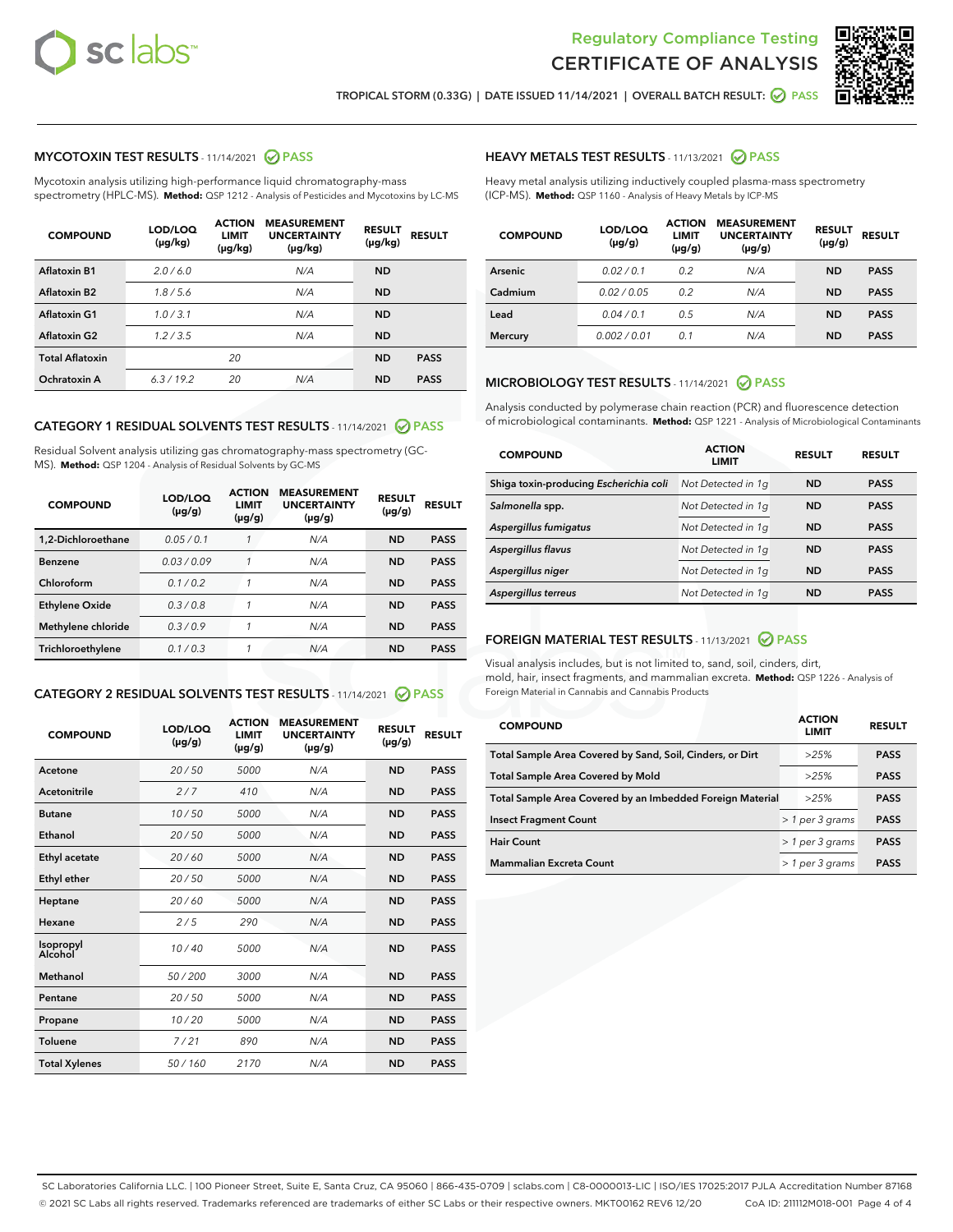Regulatory Compliance Testing
# CERTIFICATE OF ANALYSIS

TROPICAL STORM (0.33G) | DATE ISSUED 11/14/2021 | OVERALL BATCH RESULT: PASS

## MYCOTOXIN TEST RESULTS - 11/14/2021 PASS

Mycotoxin analysis utilizing high-performance liquid chromatography-mass spectrometry (HPLC-MS). **Method:** QSP 1212 - Analysis of Pesticides and Mycotoxins by LC-MS

| COMPOUND | LOD/LOQ (µg/kg) | ACTION LIMIT (µg/kg) | MEASUREMENT UNCERTAINTY (µg/kg) | RESULT (µg/kg) | RESULT |
|---|---|---|---|---|---|
| Aflatoxin B1 | 2.0 / 6.0 | | N/A | ND | |
| Aflatoxin B2 | 1.8 / 5.6 | | N/A | ND | |
| Aflatoxin G1 | 1.0 / 3.1 | | N/A | ND | |
| Aflatoxin G2 | 1.2 / 3.5 | | N/A | ND | |
| Total Aflatoxin | | 20 | | ND | PASS |
| Ochratoxin A | 6.3 / 19.2 | 20 | N/A | ND | PASS |

## CATEGORY 1 RESIDUAL SOLVENTS TEST RESULTS - 11/14/2021 PASS

Residual Solvent analysis utilizing gas chromatography-mass spectrometry (GC-MS). **Method:** QSP 1204 - Analysis of Residual Solvents by GC-MS

| COMPOUND | LOD/LOQ (µg/g) | ACTION LIMIT (µg/g) | MEASUREMENT UNCERTAINTY (µg/g) | RESULT (µg/g) | RESULT |
|---|---|---|---|---|---|
| 1,2-Dichloroethane | 0.05 / 0.1 | 1 | N/A | ND | PASS |
| Benzene | 0.03 / 0.09 | 1 | N/A | ND | PASS |
| Chloroform | 0.1 / 0.2 | 1 | N/A | ND | PASS |
| Ethylene Oxide | 0.3 / 0.8 | 1 | N/A | ND | PASS |
| Methylene chloride | 0.3 / 0.9 | 1 | N/A | ND | PASS |
| Trichloroethylene | 0.1 / 0.3 | 1 | N/A | ND | PASS |

## CATEGORY 2 RESIDUAL SOLVENTS TEST RESULTS - 11/14/2021 PASS

| COMPOUND | LOD/LOQ (µg/g) | ACTION LIMIT (µg/g) | MEASUREMENT UNCERTAINTY (µg/g) | RESULT (µg/g) | RESULT |
|---|---|---|---|---|---|
| Acetone | 20 / 50 | 5000 | N/A | ND | PASS |
| Acetonitrile | 2 / 7 | 410 | N/A | ND | PASS |
| Butane | 10 / 50 | 5000 | N/A | ND | PASS |
| Ethanol | 20 / 50 | 5000 | N/A | ND | PASS |
| Ethyl acetate | 20 / 60 | 5000 | N/A | ND | PASS |
| Ethyl ether | 20 / 50 | 5000 | N/A | ND | PASS |
| Heptane | 20 / 60 | 5000 | N/A | ND | PASS |
| Hexane | 2 / 5 | 290 | N/A | ND | PASS |
| Isopropyl Alcohol | 10 / 40 | 5000 | N/A | ND | PASS |
| Methanol | 50 / 200 | 3000 | N/A | ND | PASS |
| Pentane | 20 / 50 | 5000 | N/A | ND | PASS |
| Propane | 10 / 20 | 5000 | N/A | ND | PASS |
| Toluene | 7 / 21 | 890 | N/A | ND | PASS |
| Total Xylenes | 50 / 160 | 2170 | N/A | ND | PASS |

## HEAVY METALS TEST RESULTS - 11/13/2021 PASS

Heavy metal analysis utilizing inductively coupled plasma-mass spectrometry (ICP-MS). **Method:** QSP 1160 - Analysis of Heavy Metals by ICP-MS

| COMPOUND | LOD/LOQ (µg/g) | ACTION LIMIT (µg/g) | MEASUREMENT UNCERTAINTY (µg/g) | RESULT (µg/g) | RESULT |
|---|---|---|---|---|---|
| Arsenic | 0.02 / 0.1 | 0.2 | N/A | ND | PASS |
| Cadmium | 0.02 / 0.05 | 0.2 | N/A | ND | PASS |
| Lead | 0.04 / 0.1 | 0.5 | N/A | ND | PASS |
| Mercury | 0.002 / 0.01 | 0.1 | N/A | ND | PASS |

## MICROBIOLOGY TEST RESULTS - 11/14/2021 PASS

Analysis conducted by polymerase chain reaction (PCR) and fluorescence detection of microbiological contaminants. **Method:** QSP 1221 - Analysis of Microbiological Contaminants

| COMPOUND | ACTION LIMIT | RESULT | RESULT |
|---|---|---|---|
| Shiga toxin-producing *Escherichia coli* | Not Detected in 1g | ND | PASS |
| *Salmonella* spp. | Not Detected in 1g | ND | PASS |
| *Aspergillus fumigatus* | Not Detected in 1g | ND | PASS |
| *Aspergillus flavus* | Not Detected in 1g | ND | PASS |
| *Aspergillus niger* | Not Detected in 1g | ND | PASS |
| *Aspergillus terreus* | Not Detected in 1g | ND | PASS |

## FOREIGN MATERIAL TEST RESULTS - 11/13/2021 PASS

Visual analysis includes, but is not limited to, sand, soil, cinders, dirt, mold, hair, insect fragments, and mammalian excreta. **Method:** QSP 1226 - Analysis of Foreign Material in Cannabis and Cannabis Products

| COMPOUND | ACTION LIMIT | RESULT |
|---|---|---|
| Total Sample Area Covered by Sand, Soil, Cinders, or Dirt | >25% | PASS |
| Total Sample Area Covered by Mold | >25% | PASS |
| Total Sample Area Covered by an Imbedded Foreign Material | >25% | PASS |
| Insect Fragment Count | > 1 per 3 grams | PASS |
| Hair Count | > 1 per 3 grams | PASS |
| Mammalian Excreta Count | > 1 per 3 grams | PASS |

SC Laboratories California LLC. | 100 Pioneer Street, Suite E, Santa Cruz, CA 95060 | 866-435-0709 | sclabs.com | C8-0000013-LIC | ISO/IES 17025:2017 PJLA Accreditation Number 87168
© 2021 SC Labs all rights reserved. Trademarks referenced are trademarks of either SC Labs or their respective owners. MKT00162 REV6 12/20 CoA ID: 211112M018-001